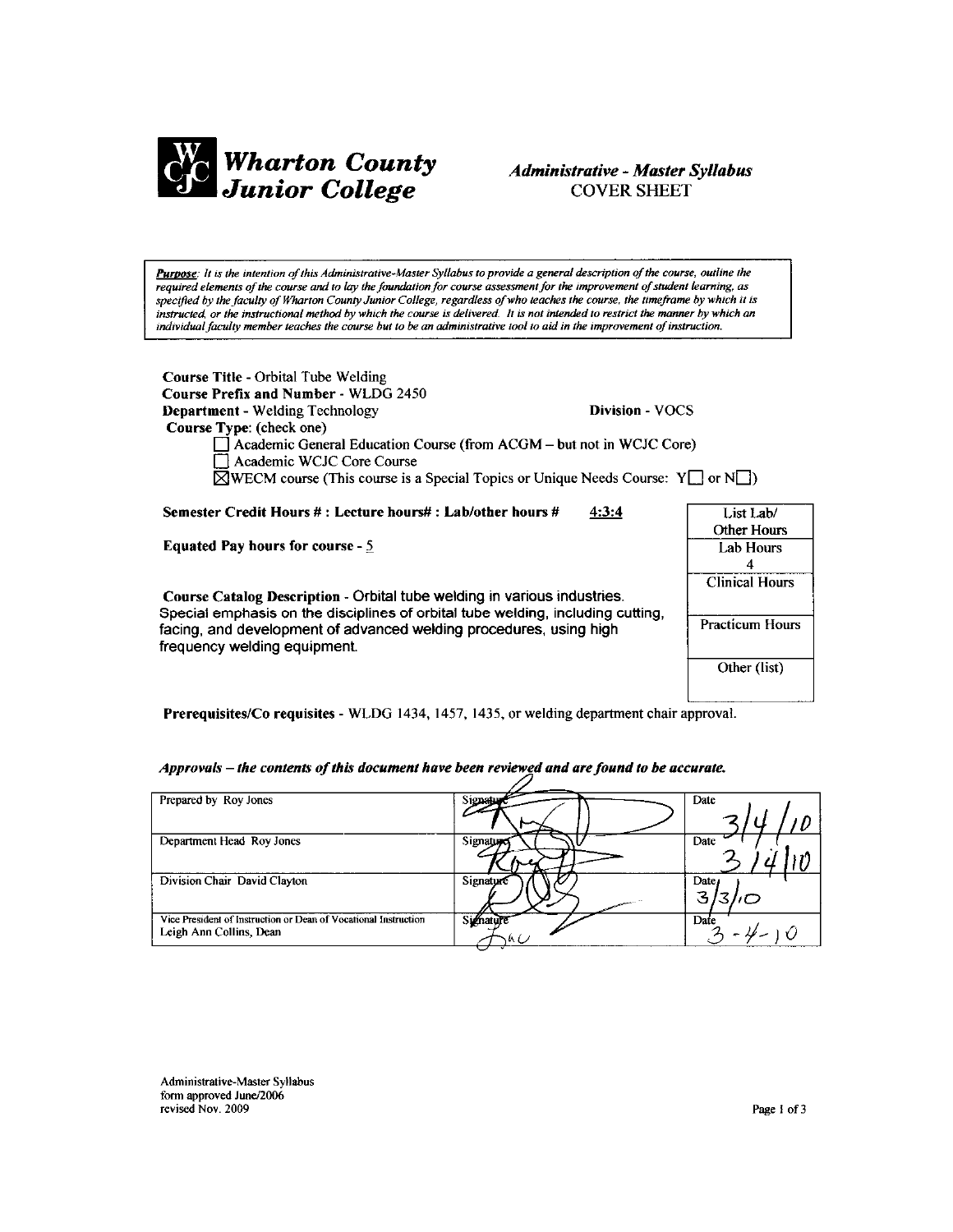# Wharton County Junior College

## *Administrative - Master Syllabus*
COVER SHEET

***Purpose**: It is the intention of this Administrative-Master Syllabus to provide a general description of the course, outline the required elements of the course and to lay the foundation for course assessment for the improvement of student learning, as specified by the faculty of Wharton County Junior College, regardless of who teaches the course, the timeframe by which it is instructed, or the instructional method by which the course is delivered. It is not intended to restrict the manner by which an individual faculty member teaches the course but to be an administrative tool to aid in the improvement of instruction.*

**Course Title** - Orbital Tube Welding
**Course Prefix and Number** - WLDG 2450
**Department** - Welding Technology **Division** - VOCS
**Course Type**: (check one)

- ☐ Academic General Education Course (from ACGM – but not in WCJC Core)
- ☐ Academic WCJC Core Course
- ☒ WECM course (This course is a Special Topics or Unique Needs Course: Y☐ or N☐)

**Semester Credit Hours # : Lecture hours# : Lab/other hours #** 4:3:4

**Equated Pay hours for course** - 5

**Course Catalog Description** - Orbital tube welding in various industries. Special emphasis on the disciplines of orbital tube welding, including cutting, facing, and development of advanced welding procedures, using high frequency welding equipment.

| List Lab/ Other Hours |
|---|
| Lab Hours 4 |
| Clinical Hours |
| Practicum Hours |
| Other (list) |

**Prerequisites/Co requisites** - WLDG 1434, 1457, 1435, or welding department chair approval.

***Approvals – the contents of this document have been reviewed and are found to be accurate.***

| | | |
|---|---|---|
| Prepared by Roy Jones | Signature | Date 3/4/10 |
| Department Head Roy Jones | Signature | Date 3/4/10 |
| Division Chair David Clayton | Signature | Date 3/3/10 |
| Vice President of Instruction or Dean of Vocational Instruction Leigh Ann Collins, Dean | Signature | Date 3-4-10 |

Administrative-Master Syllabus
form approved June/2006
revised Nov. 2009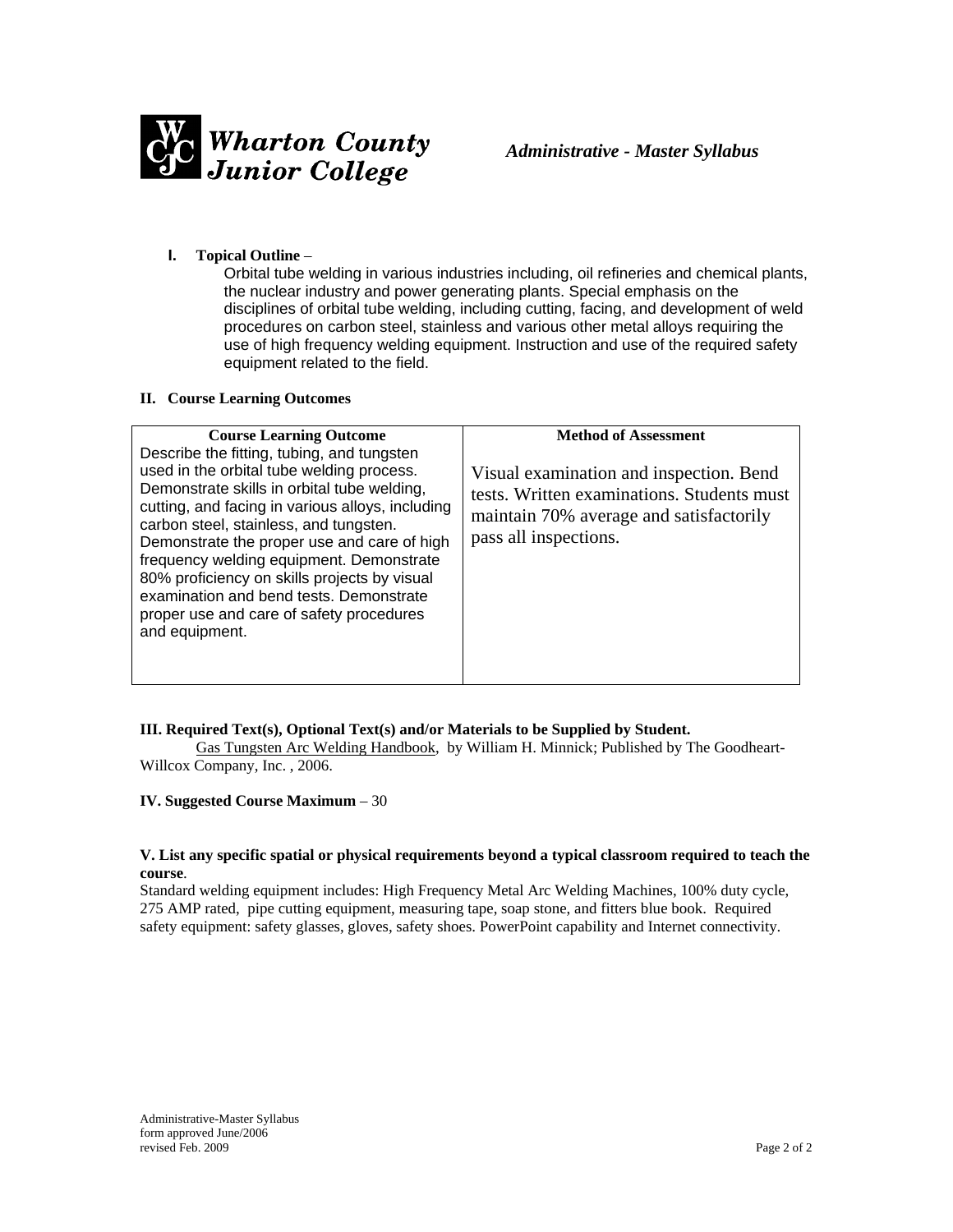**Wharton County Junior College** *Administrative - Master Syllabus*

**I. Topical Outline** –

Orbital tube welding in various industries including, oil refineries and chemical plants, the nuclear industry and power generating plants. Special emphasis on the disciplines of orbital tube welding, including cutting, facing, and development of weld procedures on carbon steel, stainless and various other metal alloys requiring the use of high frequency welding equipment. Instruction and use of the required safety equipment related to the field.

**II. Course Learning Outcomes**

| Course Learning Outcome | Method of Assessment |
|---|---|
| Describe the fitting, tubing, and tungsten used in the orbital tube welding process. Demonstrate skills in orbital tube welding, cutting, and facing in various alloys, including carbon steel, stainless, and tungsten. Demonstrate the proper use and care of high frequency welding equipment. Demonstrate 80% proficiency on skills projects by visual examination and bend tests. Demonstrate proper use and care of safety procedures and equipment. | Visual examination and inspection. Bend tests. Written examinations. Students must maintain 70% average and satisfactorily pass all inspections. |

**III. Required Text(s), Optional Text(s) and/or Materials to be Supplied by Student.**

Gas Tungsten Arc Welding Handbook, by William H. Minnick; Published by The Goodheart-Willcox Company, Inc. , 2006.

**IV. Suggested Course Maximum** – 30

**V. List any specific spatial or physical requirements beyond a typical classroom required to teach the course**.

Standard welding equipment includes: High Frequency Metal Arc Welding Machines, 100% duty cycle, 275 AMP rated, pipe cutting equipment, measuring tape, soap stone, and fitters blue book. Required safety equipment: safety glasses, gloves, safety shoes. PowerPoint capability and Internet connectivity.

Administrative-Master Syllabus
form approved June/2006
revised Feb. 2009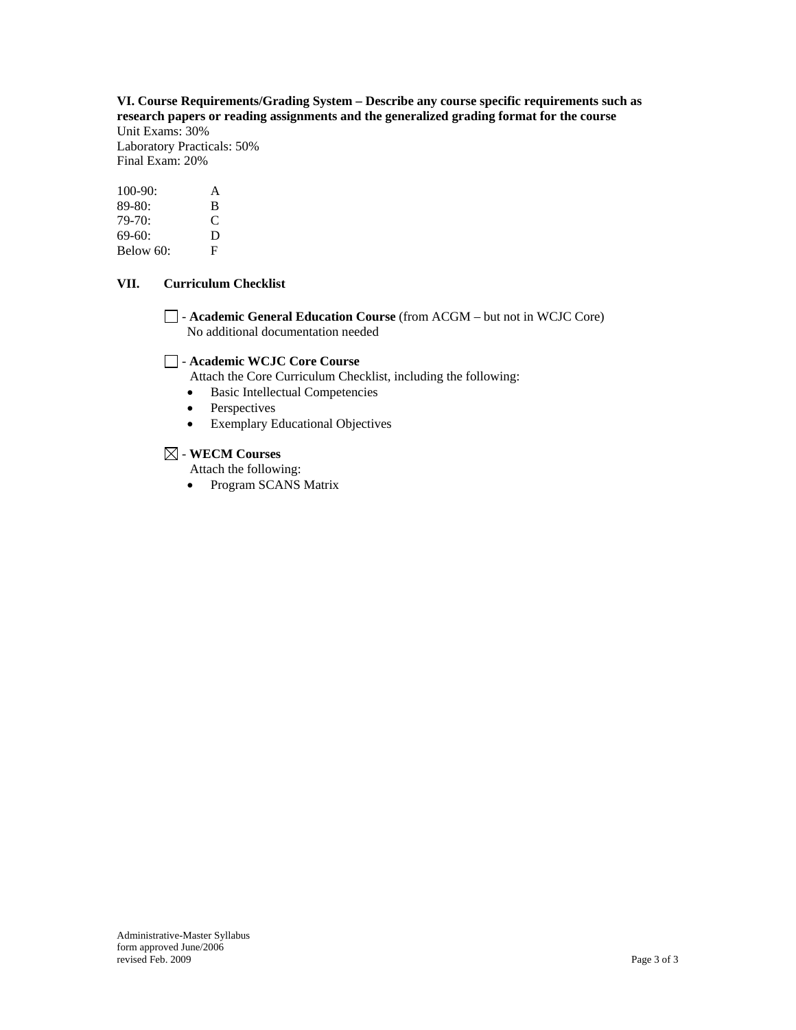**VI. Course Requirements/Grading System – Describe any course specific requirements such as research papers or reading assignments and the generalized grading format for the course**

Unit Exams: 30%
Laboratory Practicals: 50%
Final Exam: 20%

| | |
|---|---|
| 100-90: | A |
| 89-80: | B |
| 79-70: | C |
| 69-60: | D |
| Below 60: | F |

**VII. Curriculum Checklist**

☐ - **Academic General Education Course** (from ACGM – but not in WCJC Core)
No additional documentation needed

☐ - **Academic WCJC Core Course**
Attach the Core Curriculum Checklist, including the following:

- Basic Intellectual Competencies
- Perspectives
- Exemplary Educational Objectives

☒ - **WECM Courses**
Attach the following:

- Program SCANS Matrix

Administrative-Master Syllabus
form approved June/2006
revised Feb. 2009